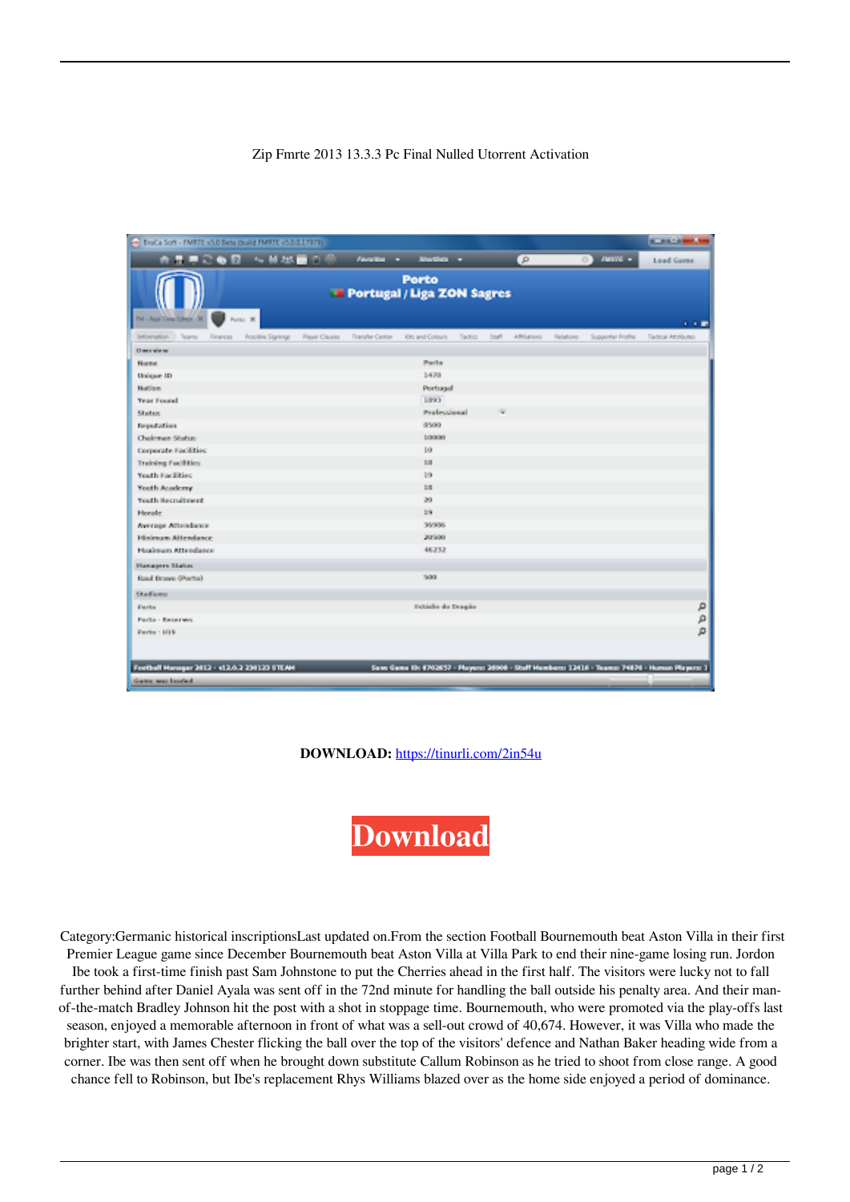Zip Fmrte 2013 13.3.3 Pc Final Nulled Utorrent Activation

**DOWNLOAD:** https://tinurli.com/2in54u

Download

Category:Germanic historical inscriptionsLast updated on.From the section Football Bournemouth beat Aston Villa in their first Premier League game since December Bournemouth beat Aston Villa at Villa Park to end their nine-game losing run. Jordon Ibe took a first-time finish past Sam Johnstone to put the Cherries ahead in the first half. The visitors were lucky not to fall further behind after Daniel Ayala was sent off in the 72nd minute for handling the ball outside his penalty area. And their man-of-the-match Bradley Johnson hit the post with a shot in stoppage time. Bournemouth, who were promoted via the play-offs last season, enjoyed a memorable afternoon in front of what was a sell-out crowd of 40,674. However, it was Villa who made the brighter start, with James Chester flicking the ball over the top of the visitors' defence and Nathan Baker heading wide from a corner. Ibe was then sent off when he brought down substitute Callum Robinson as he tried to shoot from close range. A good chance fell to Robinson, but Ibe's replacement Rhys Williams blazed over as the home side enjoyed a period of dominance.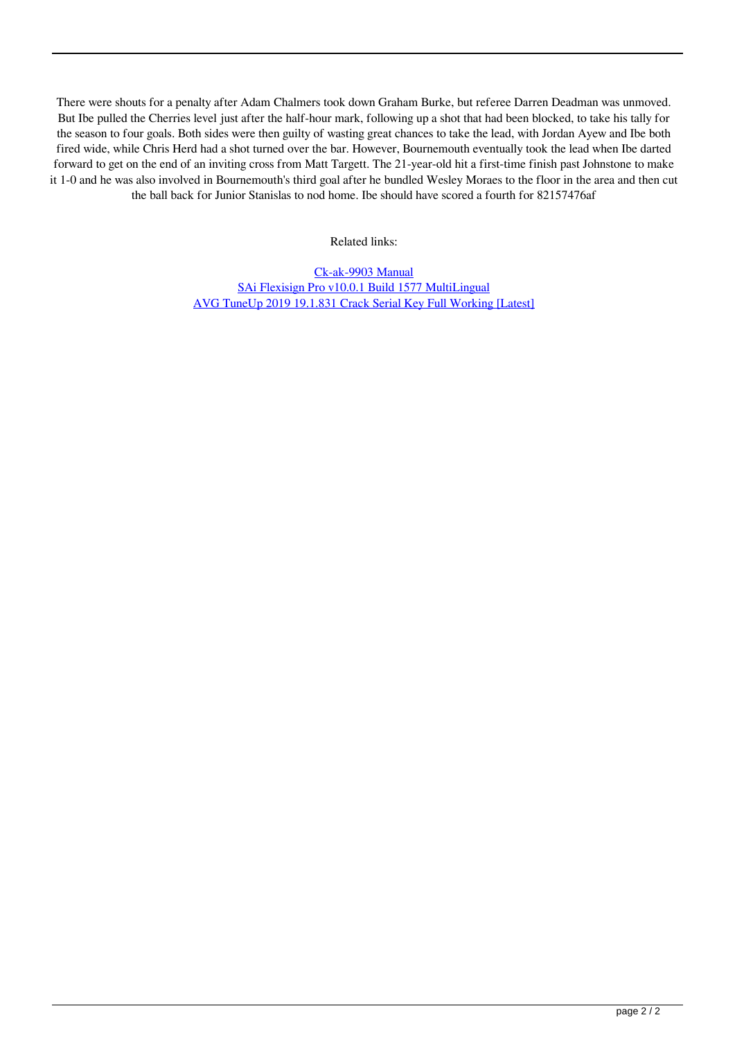There were shouts for a penalty after Adam Chalmers took down Graham Burke, but referee Darren Deadman was unmoved. But Ibe pulled the Cherries level just after the half-hour mark, following up a shot that had been blocked, to take his tally for the season to four goals. Both sides were then guilty of wasting great chances to take the lead, with Jordan Ayew and Ibe both fired wide, while Chris Herd had a shot turned over the bar. However, Bournemouth eventually took the lead when Ibe darted forward to get on the end of an inviting cross from Matt Targett. The 21-year-old hit a first-time finish past Johnstone to make it 1-0 and he was also involved in Bournemouth's third goal after he bundled Wesley Moraes to the floor in the area and then cut the ball back for Junior Stanislas to nod home. Ibe should have scored a fourth for 82157476af

Related links:

Ck-ak-9903 Manual
SAi Flexisign Pro v10.0.1 Build 1577 MultiLingual
AVG TuneUp 2019 19.1.831 Crack Serial Key Full Working [Latest]